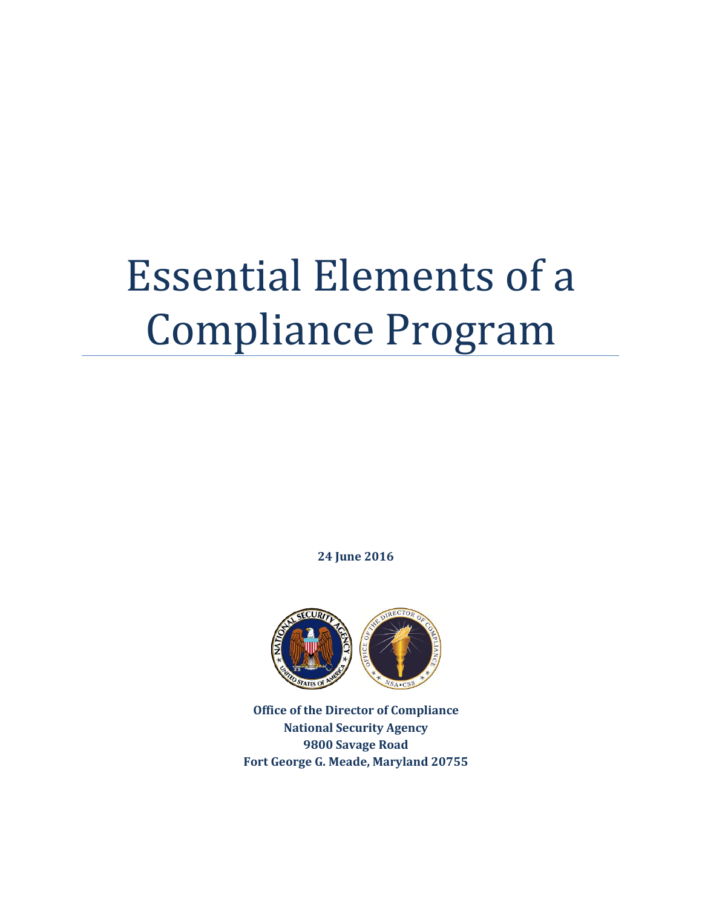# Essential Elements of a Compliance Program

**24 June 2016**

**Office of the Director of Compliance**
**National Security Agency**
**9800 Savage Road**
**Fort George G. Meade, Maryland 20755**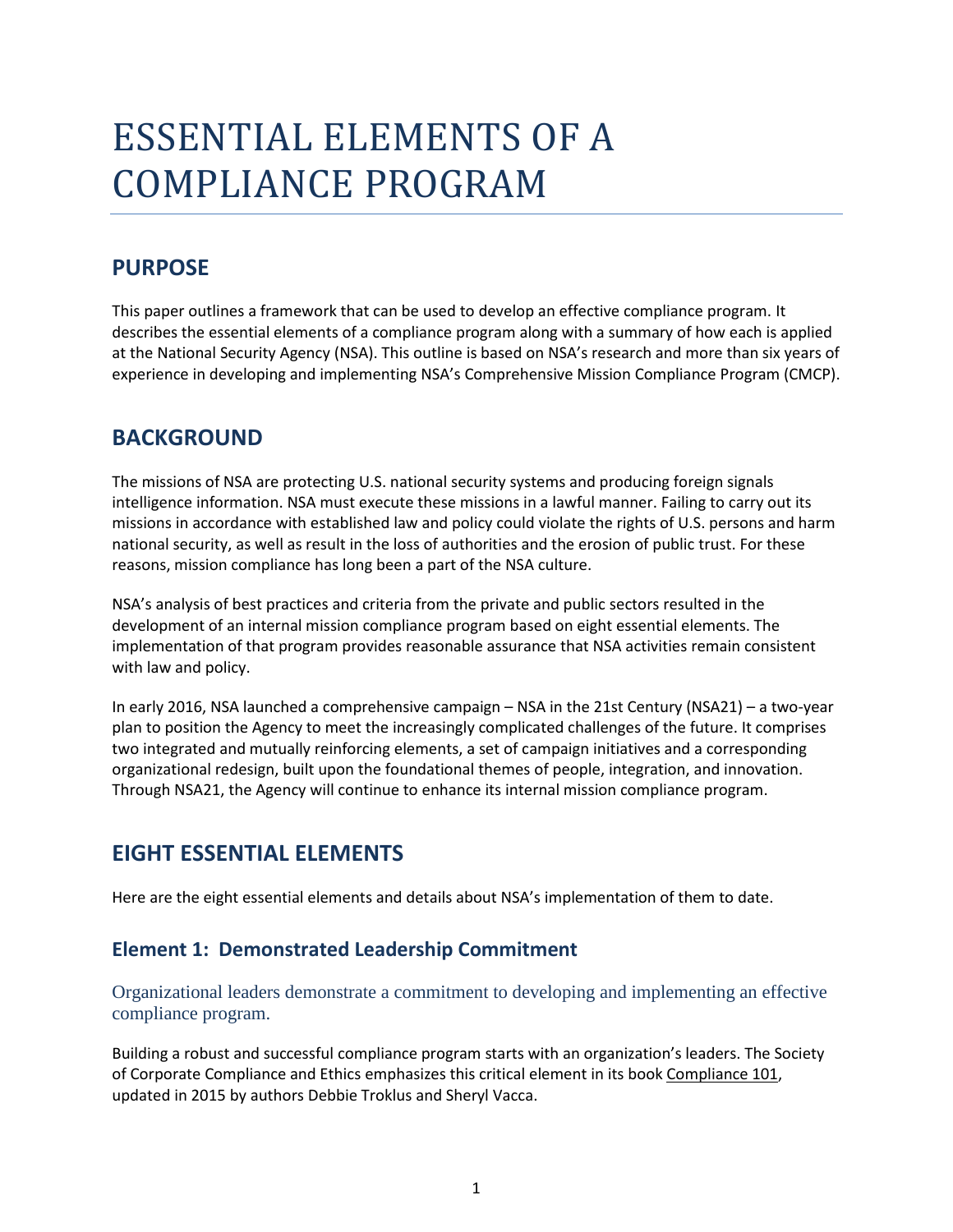# ESSENTIAL ELEMENTS OF A COMPLIANCE PROGRAM

## PURPOSE

This paper outlines a framework that can be used to develop an effective compliance program. It describes the essential elements of a compliance program along with a summary of how each is applied at the National Security Agency (NSA). This outline is based on NSA's research and more than six years of experience in developing and implementing NSA's Comprehensive Mission Compliance Program (CMCP).

## BACKGROUND

The missions of NSA are protecting U.S. national security systems and producing foreign signals intelligence information. NSA must execute these missions in a lawful manner. Failing to carry out its missions in accordance with established law and policy could violate the rights of U.S. persons and harm national security, as well as result in the loss of authorities and the erosion of public trust. For these reasons, mission compliance has long been a part of the NSA culture.

NSA's analysis of best practices and criteria from the private and public sectors resulted in the development of an internal mission compliance program based on eight essential elements. The implementation of that program provides reasonable assurance that NSA activities remain consistent with law and policy.

In early 2016, NSA launched a comprehensive campaign – NSA in the 21st Century (NSA21) – a two-year plan to position the Agency to meet the increasingly complicated challenges of the future. It comprises two integrated and mutually reinforcing elements, a set of campaign initiatives and a corresponding organizational redesign, built upon the foundational themes of people, integration, and innovation. Through NSA21, the Agency will continue to enhance its internal mission compliance program.

## EIGHT ESSENTIAL ELEMENTS

Here are the eight essential elements and details about NSA's implementation of them to date.

### Element 1: Demonstrated Leadership Commitment

Organizational leaders demonstrate a commitment to developing and implementing an effective compliance program.

Building a robust and successful compliance program starts with an organization's leaders. The Society of Corporate Compliance and Ethics emphasizes this critical element in its book Compliance 101, updated in 2015 by authors Debbie Troklus and Sheryl Vacca.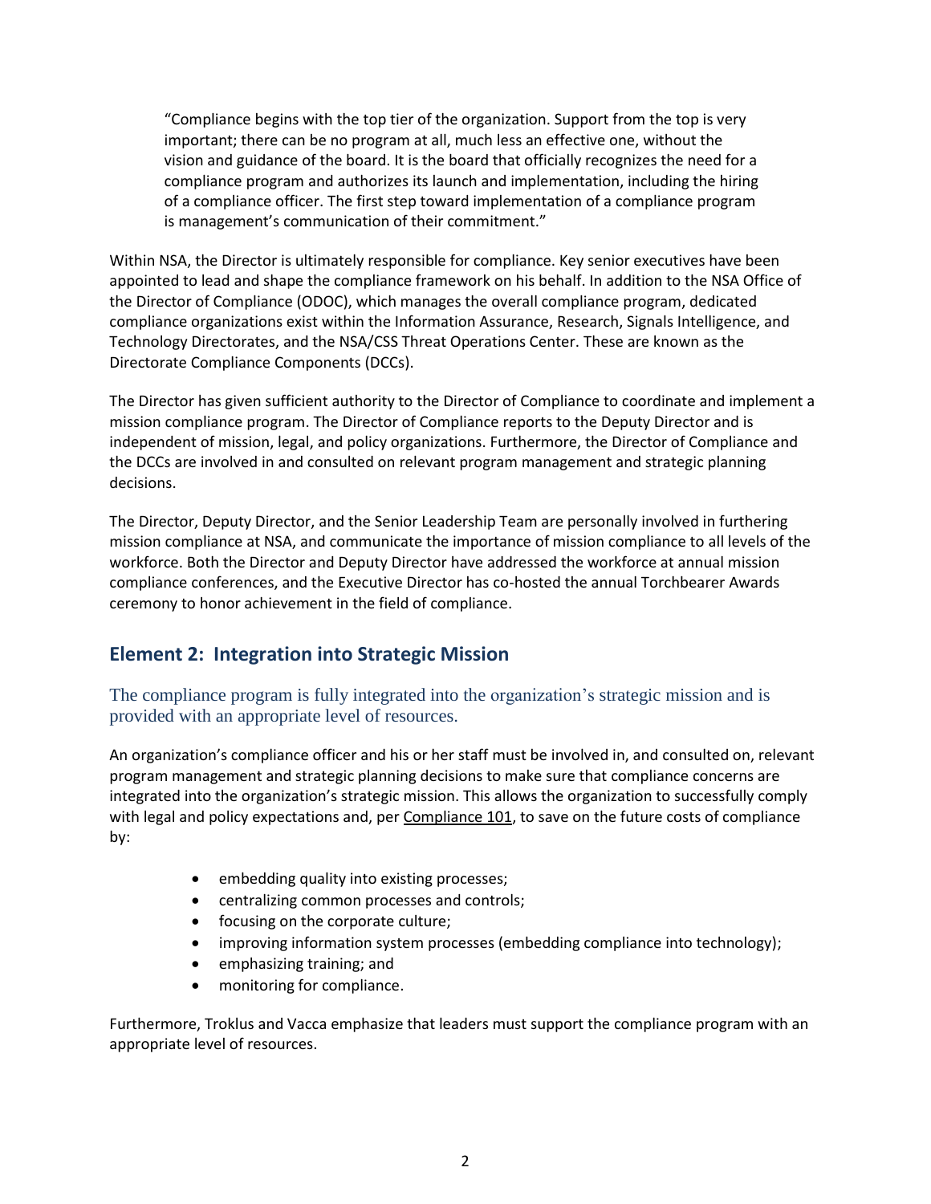> "Compliance begins with the top tier of the organization. Support from the top is very important; there can be no program at all, much less an effective one, without the vision and guidance of the board. It is the board that officially recognizes the need for a compliance program and authorizes its launch and implementation, including the hiring of a compliance officer. The first step toward implementation of a compliance program is management's communication of their commitment."

Within NSA, the Director is ultimately responsible for compliance. Key senior executives have been appointed to lead and shape the compliance framework on his behalf. In addition to the NSA Office of the Director of Compliance (ODOC), which manages the overall compliance program, dedicated compliance organizations exist within the Information Assurance, Research, Signals Intelligence, and Technology Directorates, and the NSA/CSS Threat Operations Center. These are known as the Directorate Compliance Components (DCCs).

The Director has given sufficient authority to the Director of Compliance to coordinate and implement a mission compliance program. The Director of Compliance reports to the Deputy Director and is independent of mission, legal, and policy organizations. Furthermore, the Director of Compliance and the DCCs are involved in and consulted on relevant program management and strategic planning decisions.

The Director, Deputy Director, and the Senior Leadership Team are personally involved in furthering mission compliance at NSA, and communicate the importance of mission compliance to all levels of the workforce. Both the Director and Deputy Director have addressed the workforce at annual mission compliance conferences, and the Executive Director has co-hosted the annual Torchbearer Awards ceremony to honor achievement in the field of compliance.

## Element 2: Integration into Strategic Mission

### The compliance program is fully integrated into the organization's strategic mission and is provided with an appropriate level of resources.

An organization's compliance officer and his or her staff must be involved in, and consulted on, relevant program management and strategic planning decisions to make sure that compliance concerns are integrated into the organization's strategic mission. This allows the organization to successfully comply with legal and policy expectations and, per Compliance 101, to save on the future costs of compliance by:

- embedding quality into existing processes;
- centralizing common processes and controls;
- focusing on the corporate culture;
- improving information system processes (embedding compliance into technology);
- emphasizing training; and
- monitoring for compliance.

Furthermore, Troklus and Vacca emphasize that leaders must support the compliance program with an appropriate level of resources.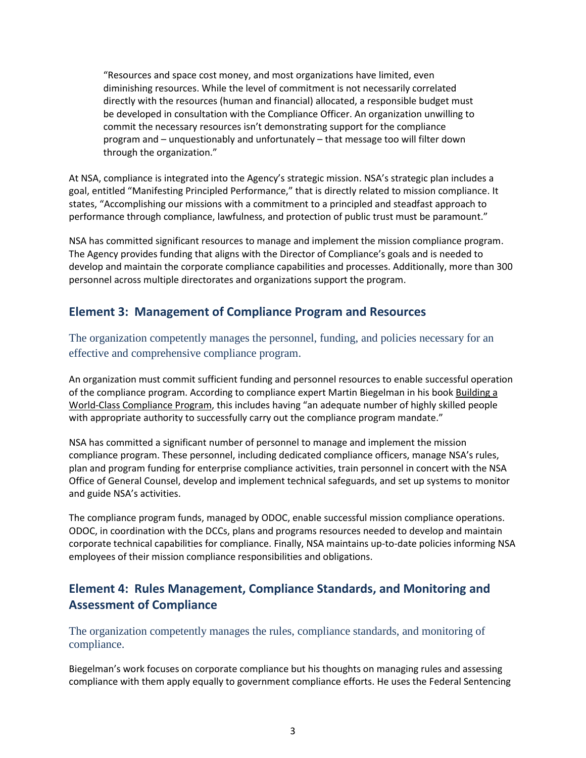> "Resources and space cost money, and most organizations have limited, even diminishing resources. While the level of commitment is not necessarily correlated directly with the resources (human and financial) allocated, a responsible budget must be developed in consultation with the Compliance Officer. An organization unwilling to commit the necessary resources isn't demonstrating support for the compliance program and – unquestionably and unfortunately – that message too will filter down through the organization."

At NSA, compliance is integrated into the Agency's strategic mission. NSA's strategic plan includes a goal, entitled "Manifesting Principled Performance," that is directly related to mission compliance. It states, "Accomplishing our missions with a commitment to a principled and steadfast approach to performance through compliance, lawfulness, and protection of public trust must be paramount."

NSA has committed significant resources to manage and implement the mission compliance program. The Agency provides funding that aligns with the Director of Compliance's goals and is needed to develop and maintain the corporate compliance capabilities and processes. Additionally, more than 300 personnel across multiple directorates and organizations support the program.

## Element 3: Management of Compliance Program and Resources

### The organization competently manages the personnel, funding, and policies necessary for an effective and comprehensive compliance program.

An organization must commit sufficient funding and personnel resources to enable successful operation of the compliance program. According to compliance expert Martin Biegelman in his book Building a World-Class Compliance Program, this includes having "an adequate number of highly skilled people with appropriate authority to successfully carry out the compliance program mandate."

NSA has committed a significant number of personnel to manage and implement the mission compliance program. These personnel, including dedicated compliance officers, manage NSA's rules, plan and program funding for enterprise compliance activities, train personnel in concert with the NSA Office of General Counsel, develop and implement technical safeguards, and set up systems to monitor and guide NSA's activities.

The compliance program funds, managed by ODOC, enable successful mission compliance operations. ODOC, in coordination with the DCCs, plans and programs resources needed to develop and maintain corporate technical capabilities for compliance. Finally, NSA maintains up-to-date policies informing NSA employees of their mission compliance responsibilities and obligations.

## Element 4: Rules Management, Compliance Standards, and Monitoring and Assessment of Compliance

### The organization competently manages the rules, compliance standards, and monitoring of compliance.

Biegelman's work focuses on corporate compliance but his thoughts on managing rules and assessing compliance with them apply equally to government compliance efforts. He uses the Federal Sentencing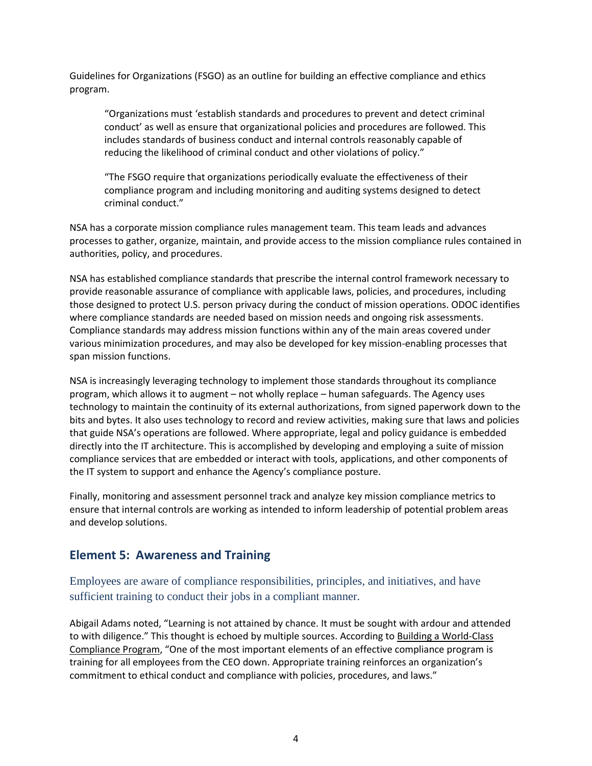Guidelines for Organizations (FSGO) as an outline for building an effective compliance and ethics program.

> "Organizations must 'establish standards and procedures to prevent and detect criminal conduct' as well as ensure that organizational policies and procedures are followed. This includes standards of business conduct and internal controls reasonably capable of reducing the likelihood of criminal conduct and other violations of policy."
>
> "The FSGO require that organizations periodically evaluate the effectiveness of their compliance program and including monitoring and auditing systems designed to detect criminal conduct."

NSA has a corporate mission compliance rules management team. This team leads and advances processes to gather, organize, maintain, and provide access to the mission compliance rules contained in authorities, policy, and procedures.

NSA has established compliance standards that prescribe the internal control framework necessary to provide reasonable assurance of compliance with applicable laws, policies, and procedures, including those designed to protect U.S. person privacy during the conduct of mission operations. ODOC identifies where compliance standards are needed based on mission needs and ongoing risk assessments. Compliance standards may address mission functions within any of the main areas covered under various minimization procedures, and may also be developed for key mission-enabling processes that span mission functions.

NSA is increasingly leveraging technology to implement those standards throughout its compliance program, which allows it to augment – not wholly replace – human safeguards. The Agency uses technology to maintain the continuity of its external authorizations, from signed paperwork down to the bits and bytes. It also uses technology to record and review activities, making sure that laws and policies that guide NSA's operations are followed. Where appropriate, legal and policy guidance is embedded directly into the IT architecture. This is accomplished by developing and employing a suite of mission compliance services that are embedded or interact with tools, applications, and other components of the IT system to support and enhance the Agency's compliance posture.

Finally, monitoring and assessment personnel track and analyze key mission compliance metrics to ensure that internal controls are working as intended to inform leadership of potential problem areas and develop solutions.

## Element 5: Awareness and Training

### Employees are aware of compliance responsibilities, principles, and initiatives, and have sufficient training to conduct their jobs in a compliant manner.

Abigail Adams noted, "Learning is not attained by chance. It must be sought with ardour and attended to with diligence." This thought is echoed by multiple sources. According to Building a World-Class Compliance Program, "One of the most important elements of an effective compliance program is training for all employees from the CEO down. Appropriate training reinforces an organization's commitment to ethical conduct and compliance with policies, procedures, and laws."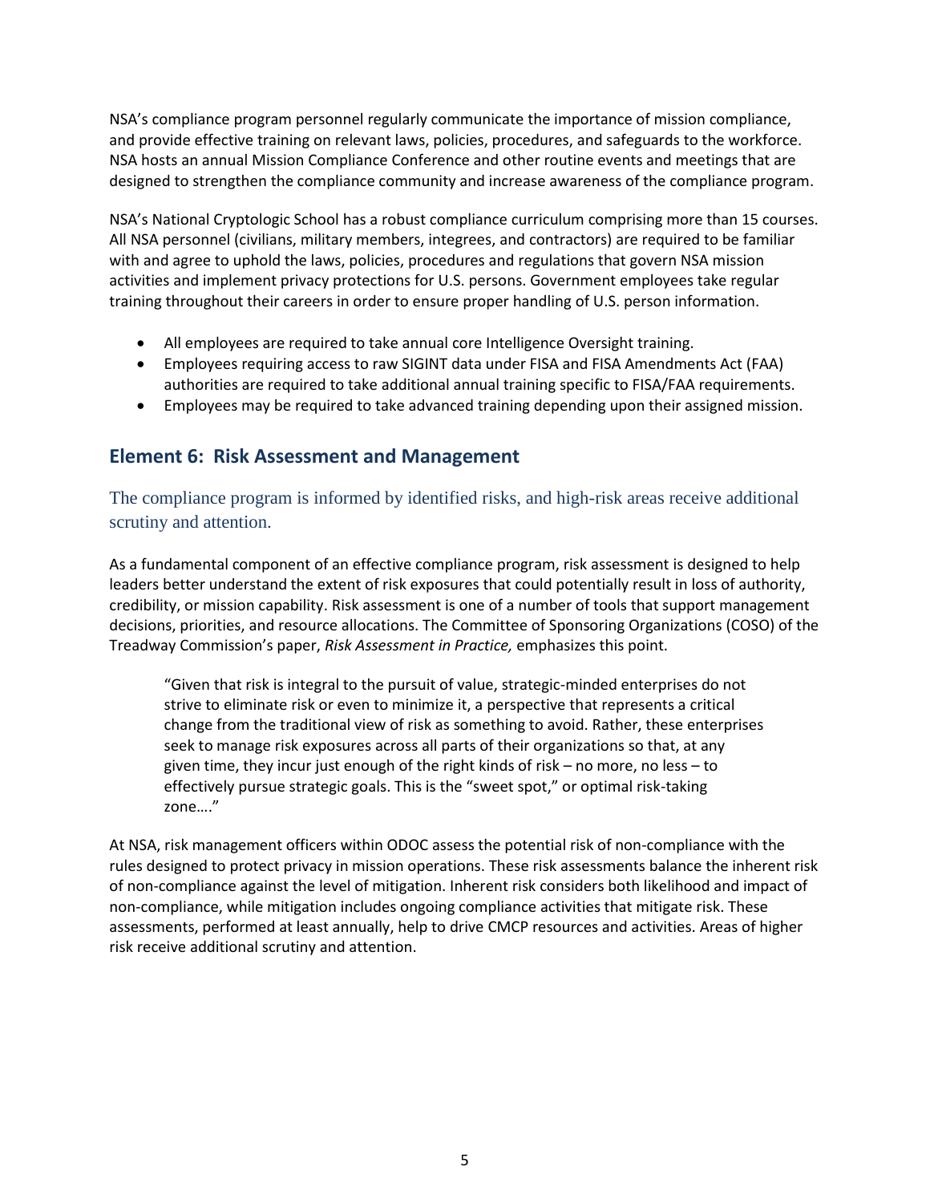NSA's compliance program personnel regularly communicate the importance of mission compliance, and provide effective training on relevant laws, policies, procedures, and safeguards to the workforce. NSA hosts an annual Mission Compliance Conference and other routine events and meetings that are designed to strengthen the compliance community and increase awareness of the compliance program.

NSA's National Cryptologic School has a robust compliance curriculum comprising more than 15 courses. All NSA personnel (civilians, military members, integrees, and contractors) are required to be familiar with and agree to uphold the laws, policies, procedures and regulations that govern NSA mission activities and implement privacy protections for U.S. persons. Government employees take regular training throughout their careers in order to ensure proper handling of U.S. person information.

- All employees are required to take annual core Intelligence Oversight training.
- Employees requiring access to raw SIGINT data under FISA and FISA Amendments Act (FAA) authorities are required to take additional annual training specific to FISA/FAA requirements.
- Employees may be required to take advanced training depending upon their assigned mission.

## Element 6: Risk Assessment and Management

### The compliance program is informed by identified risks, and high-risk areas receive additional scrutiny and attention.

As a fundamental component of an effective compliance program, risk assessment is designed to help leaders better understand the extent of risk exposures that could potentially result in loss of authority, credibility, or mission capability. Risk assessment is one of a number of tools that support management decisions, priorities, and resource allocations. The Committee of Sponsoring Organizations (COSO) of the Treadway Commission's paper, *Risk Assessment in Practice,* emphasizes this point.

> "Given that risk is integral to the pursuit of value, strategic-minded enterprises do not strive to eliminate risk or even to minimize it, a perspective that represents a critical change from the traditional view of risk as something to avoid. Rather, these enterprises seek to manage risk exposures across all parts of their organizations so that, at any given time, they incur just enough of the right kinds of risk – no more, no less – to effectively pursue strategic goals. This is the "sweet spot," or optimal risk-taking zone…."

At NSA, risk management officers within ODOC assess the potential risk of non-compliance with the rules designed to protect privacy in mission operations. These risk assessments balance the inherent risk of non-compliance against the level of mitigation. Inherent risk considers both likelihood and impact of non-compliance, while mitigation includes ongoing compliance activities that mitigate risk. These assessments, performed at least annually, help to drive CMCP resources and activities. Areas of higher risk receive additional scrutiny and attention.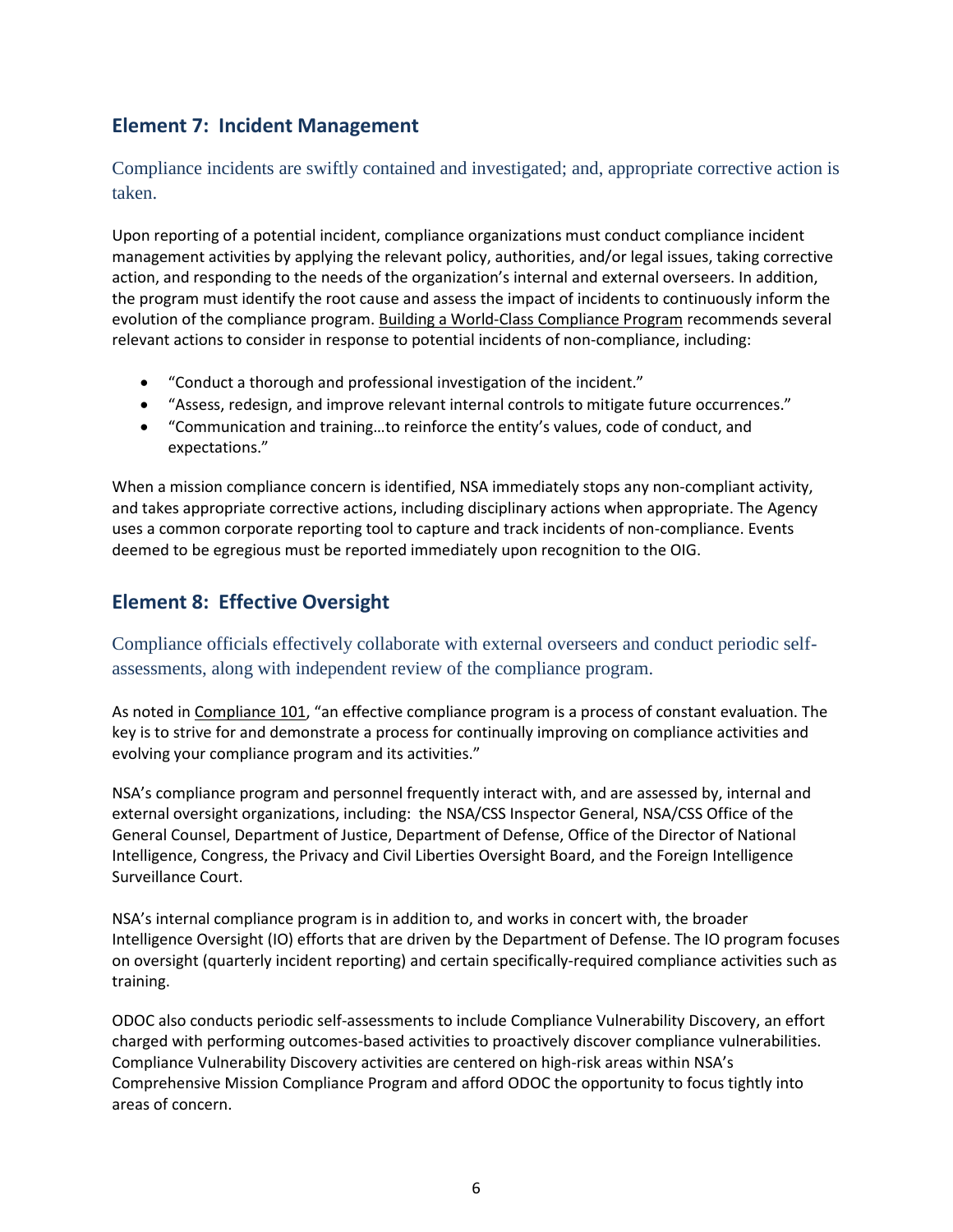## Element 7: Incident Management

### Compliance incidents are swiftly contained and investigated; and, appropriate corrective action is taken.

Upon reporting of a potential incident, compliance organizations must conduct compliance incident management activities by applying the relevant policy, authorities, and/or legal issues, taking corrective action, and responding to the needs of the organization's internal and external overseers. In addition, the program must identify the root cause and assess the impact of incidents to continuously inform the evolution of the compliance program. Building a World-Class Compliance Program recommends several relevant actions to consider in response to potential incidents of non-compliance, including:

- "Conduct a thorough and professional investigation of the incident."
- "Assess, redesign, and improve relevant internal controls to mitigate future occurrences."
- "Communication and training…to reinforce the entity's values, code of conduct, and expectations."

When a mission compliance concern is identified, NSA immediately stops any non-compliant activity, and takes appropriate corrective actions, including disciplinary actions when appropriate. The Agency uses a common corporate reporting tool to capture and track incidents of non-compliance. Events deemed to be egregious must be reported immediately upon recognition to the OIG.

## Element 8: Effective Oversight

### Compliance officials effectively collaborate with external overseers and conduct periodic self-assessments, along with independent review of the compliance program.

As noted in Compliance 101, "an effective compliance program is a process of constant evaluation. The key is to strive for and demonstrate a process for continually improving on compliance activities and evolving your compliance program and its activities."

NSA's compliance program and personnel frequently interact with, and are assessed by, internal and external oversight organizations, including: the NSA/CSS Inspector General, NSA/CSS Office of the General Counsel, Department of Justice, Department of Defense, Office of the Director of National Intelligence, Congress, the Privacy and Civil Liberties Oversight Board, and the Foreign Intelligence Surveillance Court.

NSA's internal compliance program is in addition to, and works in concert with, the broader Intelligence Oversight (IO) efforts that are driven by the Department of Defense. The IO program focuses on oversight (quarterly incident reporting) and certain specifically-required compliance activities such as training.

ODOC also conducts periodic self-assessments to include Compliance Vulnerability Discovery, an effort charged with performing outcomes-based activities to proactively discover compliance vulnerabilities. Compliance Vulnerability Discovery activities are centered on high-risk areas within NSA's Comprehensive Mission Compliance Program and afford ODOC the opportunity to focus tightly into areas of concern.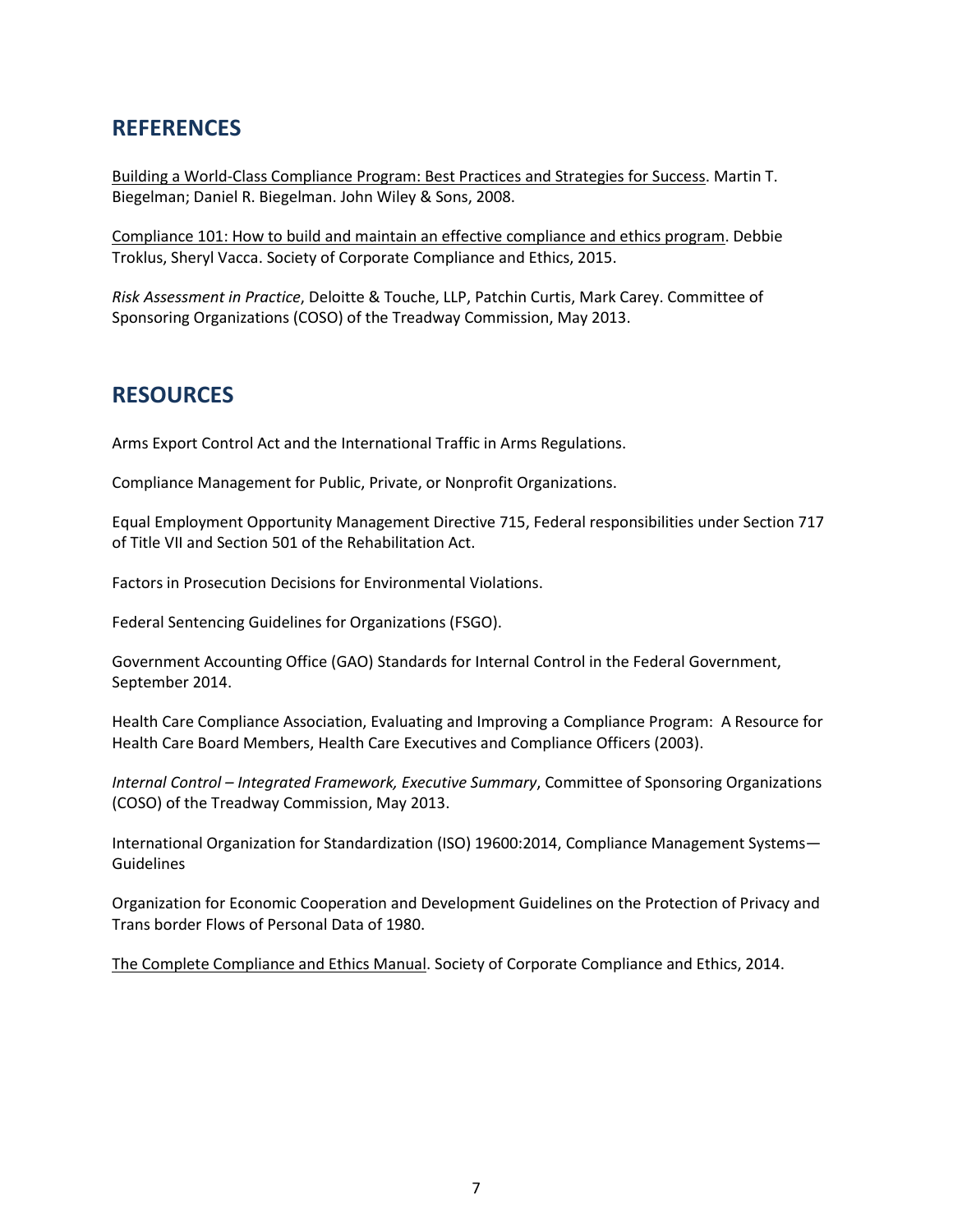## REFERENCES

Building a World-Class Compliance Program: Best Practices and Strategies for Success. Martin T. Biegelman; Daniel R. Biegelman. John Wiley & Sons, 2008.

Compliance 101: How to build and maintain an effective compliance and ethics program. Debbie Troklus, Sheryl Vacca. Society of Corporate Compliance and Ethics, 2015.

*Risk Assessment in Practice*, Deloitte & Touche, LLP, Patchin Curtis, Mark Carey. Committee of Sponsoring Organizations (COSO) of the Treadway Commission, May 2013.

## RESOURCES

Arms Export Control Act and the International Traffic in Arms Regulations.

Compliance Management for Public, Private, or Nonprofit Organizations.

Equal Employment Opportunity Management Directive 715, Federal responsibilities under Section 717 of Title VII and Section 501 of the Rehabilitation Act.

Factors in Prosecution Decisions for Environmental Violations.

Federal Sentencing Guidelines for Organizations (FSGO).

Government Accounting Office (GAO) Standards for Internal Control in the Federal Government, September 2014.

Health Care Compliance Association, Evaluating and Improving a Compliance Program: A Resource for Health Care Board Members, Health Care Executives and Compliance Officers (2003).

*Internal Control – Integrated Framework, Executive Summary*, Committee of Sponsoring Organizations (COSO) of the Treadway Commission, May 2013.

International Organization for Standardization (ISO) 19600:2014, Compliance Management Systems—Guidelines

Organization for Economic Cooperation and Development Guidelines on the Protection of Privacy and Trans border Flows of Personal Data of 1980.

The Complete Compliance and Ethics Manual. Society of Corporate Compliance and Ethics, 2014.